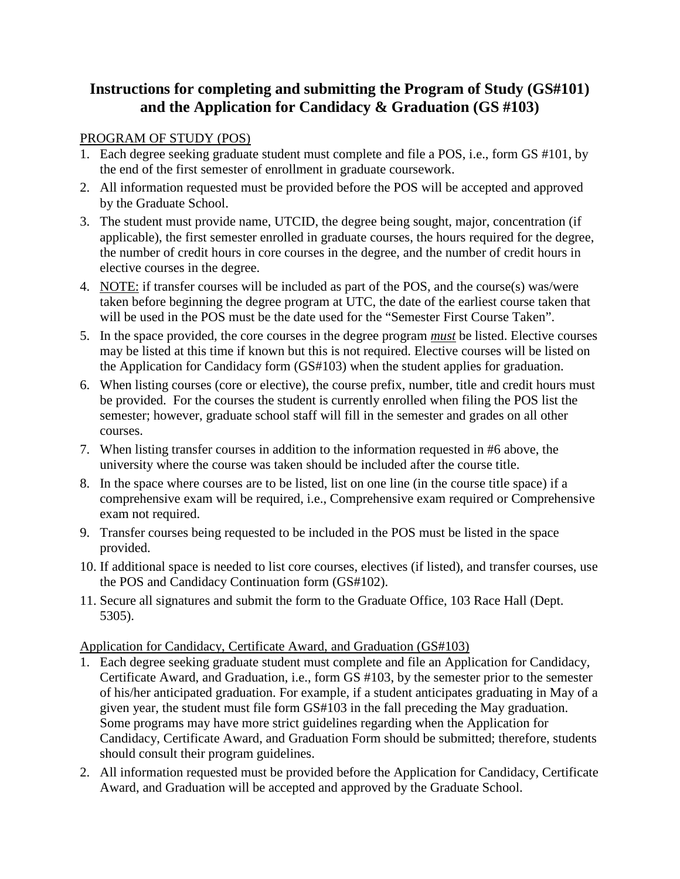# Instructions for completing and submitting the Program of Study (GS#101) and the Application for Candidacy & Graduation (GS #103)

PROGRAM OF STUDY (POS)

1. Each degree seeking graduate student must complete and file a POS, i.e., form GS #101, by the end of the first semester of enrollment in graduate coursework.
2. All information requested must be provided before the POS will be accepted and approved by the Graduate School.
3. The student must provide name, UTCID, the degree being sought, major, concentration (if applicable), the first semester enrolled in graduate courses, the hours required for the degree, the number of credit hours in core courses in the degree, and the number of credit hours in elective courses in the degree.
4. NOTE: if transfer courses will be included as part of the POS, and the course(s) was/were taken before beginning the degree program at UTC, the date of the earliest course taken that will be used in the POS must be the date used for the "Semester First Course Taken".
5. In the space provided, the core courses in the degree program ***must*** be listed. Elective courses may be listed at this time if known but this is not required. Elective courses will be listed on the Application for Candidacy form (GS#103) when the student applies for graduation.
6. When listing courses (core or elective), the course prefix, number, title and credit hours must be provided. For the courses the student is currently enrolled when filing the POS list the semester; however, graduate school staff will fill in the semester and grades on all other courses.
7. When listing transfer courses in addition to the information requested in #6 above, the university where the course was taken should be included after the course title.
8. In the space where courses are to be listed, list on one line (in the course title space) if a comprehensive exam will be required, i.e., Comprehensive exam required or Comprehensive exam not required.
9. Transfer courses being requested to be included in the POS must be listed in the space provided.
10. If additional space is needed to list core courses, electives (if listed), and transfer courses, use the POS and Candidacy Continuation form (GS#102).
11. Secure all signatures and submit the form to the Graduate Office, 103 Race Hall (Dept. 5305).

Application for Candidacy, Certificate Award, and Graduation (GS#103)

1. Each degree seeking graduate student must complete and file an Application for Candidacy, Certificate Award, and Graduation, i.e., form GS #103, by the semester prior to the semester of his/her anticipated graduation. For example, if a student anticipates graduating in May of a given year, the student must file form GS#103 in the fall preceding the May graduation. Some programs may have more strict guidelines regarding when the Application for Candidacy, Certificate Award, and Graduation Form should be submitted; therefore, students should consult their program guidelines.
2. All information requested must be provided before the Application for Candidacy, Certificate Award, and Graduation will be accepted and approved by the Graduate School.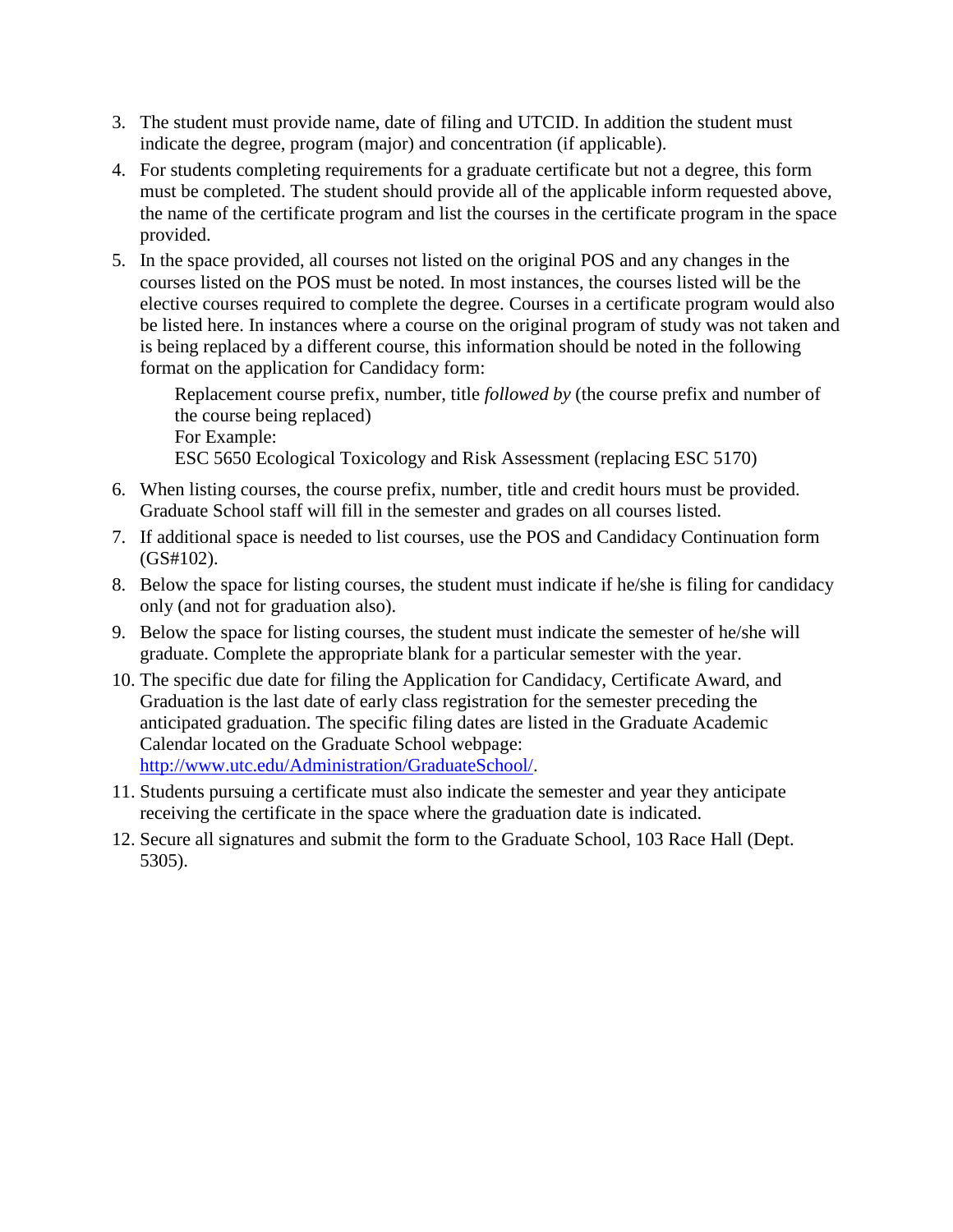3. The student must provide name, date of filing and UTCID. In addition the student must indicate the degree, program (major) and concentration (if applicable).
4. For students completing requirements for a graduate certificate but not a degree, this form must be completed. The student should provide all of the applicable inform requested above, the name of the certificate program and list the courses in the certificate program in the space provided.
5. In the space provided, all courses not listed on the original POS and any changes in the courses listed on the POS must be noted. In most instances, the courses listed will be the elective courses required to complete the degree. Courses in a certificate program would also be listed here. In instances where a course on the original program of study was not taken and is being replaced by a different course, this information should be noted in the following format on the application for Candidacy form:

   Replacement course prefix, number, title *followed by* (the course prefix and number of the course being replaced)
   For Example:
   ESC 5650 Ecological Toxicology and Risk Assessment (replacing ESC 5170)

6. When listing courses, the course prefix, number, title and credit hours must be provided. Graduate School staff will fill in the semester and grades on all courses listed.
7. If additional space is needed to list courses, use the POS and Candidacy Continuation form (GS#102).
8. Below the space for listing courses, the student must indicate if he/she is filing for candidacy only (and not for graduation also).
9. Below the space for listing courses, the student must indicate the semester of he/she will graduate. Complete the appropriate blank for a particular semester with the year.
10. The specific due date for filing the Application for Candidacy, Certificate Award, and Graduation is the last date of early class registration for the semester preceding the anticipated graduation. The specific filing dates are listed in the Graduate Academic Calendar located on the Graduate School webpage: [http://www.utc.edu/Administration/GraduateSchool/](http://www.utc.edu/Administration/GraduateSchool/).
11. Students pursuing a certificate must also indicate the semester and year they anticipate receiving the certificate in the space where the graduation date is indicated.
12. Secure all signatures and submit the form to the Graduate School, 103 Race Hall (Dept. 5305).